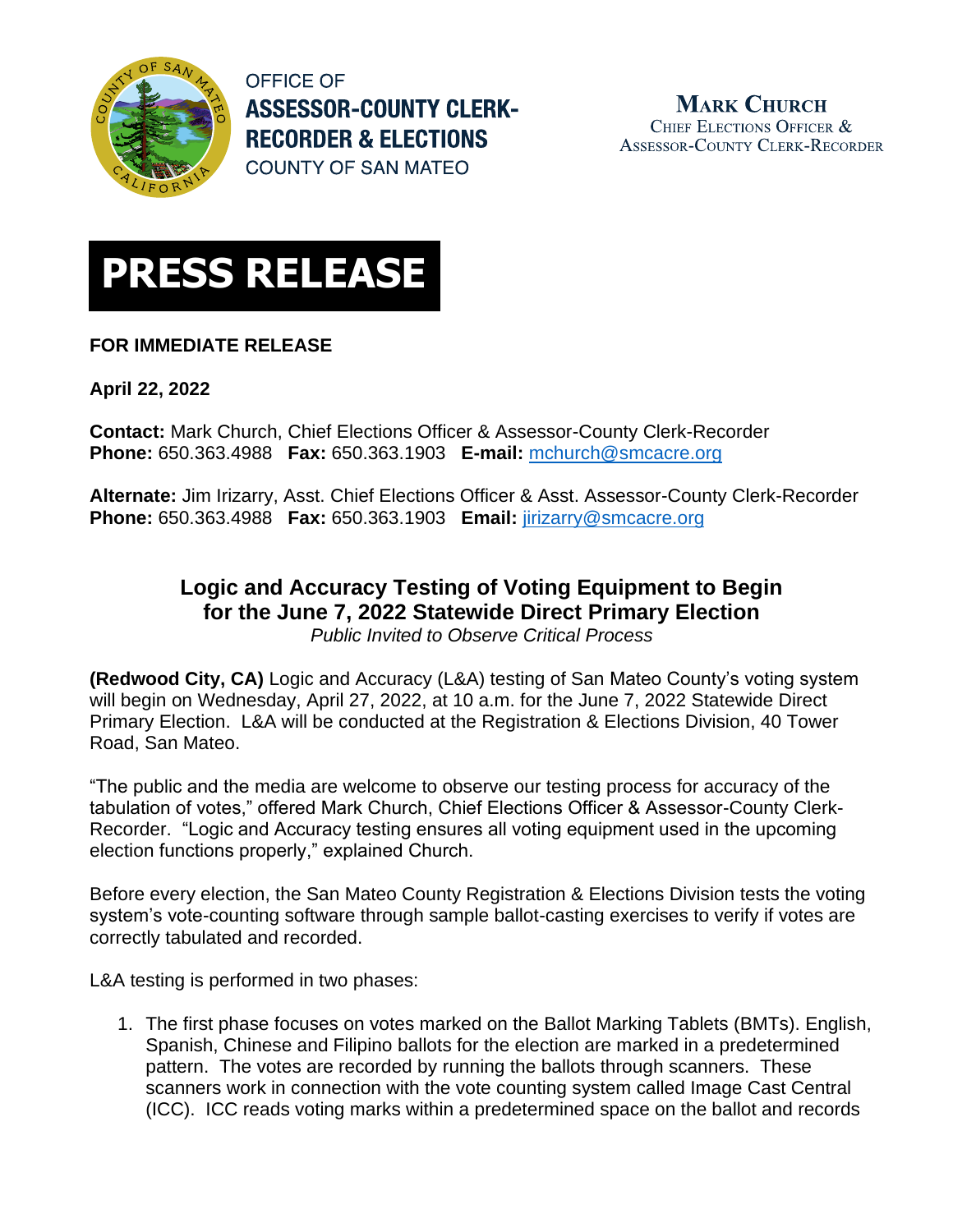OFFICE OF
**ASSESSOR-COUNTY CLERK-RECORDER & ELECTIONS**
COUNTY OF SAN MATEO

**MARK CHURCH**
CHIEF ELECTIONS OFFICER & ASSESSOR-COUNTY CLERK-RECORDER

# PRESS RELEASE

**FOR IMMEDIATE RELEASE**

**April 22, 2022**

**Contact:** Mark Church, Chief Elections Officer & Assessor-County Clerk-Recorder
**Phone:** 650.363.4988 **Fax:** 650.363.1903 **E-mail:** mchurch@smcacre.org

**Alternate:** Jim Irizarry, Asst. Chief Elections Officer & Asst. Assessor-County Clerk-Recorder
**Phone:** 650.363.4988 **Fax:** 650.363.1903 **Email:** jirizarry@smcacre.org

## Logic and Accuracy Testing of Voting Equipment to Begin for the June 7, 2022 Statewide Direct Primary Election

*Public Invited to Observe Critical Process*

**(Redwood City, CA)** Logic and Accuracy (L&A) testing of San Mateo County's voting system will begin on Wednesday, April 27, 2022, at 10 a.m. for the June 7, 2022 Statewide Direct Primary Election. L&A will be conducted at the Registration & Elections Division, 40 Tower Road, San Mateo.

"The public and the media are welcome to observe our testing process for accuracy of the tabulation of votes," offered Mark Church, Chief Elections Officer & Assessor-County Clerk-Recorder. "Logic and Accuracy testing ensures all voting equipment used in the upcoming election functions properly," explained Church.

Before every election, the San Mateo County Registration & Elections Division tests the voting system's vote-counting software through sample ballot-casting exercises to verify if votes are correctly tabulated and recorded.

L&A testing is performed in two phases:

1. The first phase focuses on votes marked on the Ballot Marking Tablets (BMTs). English, Spanish, Chinese and Filipino ballots for the election are marked in a predetermined pattern. The votes are recorded by running the ballots through scanners. These scanners work in connection with the vote counting system called Image Cast Central (ICC). ICC reads voting marks within a predetermined space on the ballot and records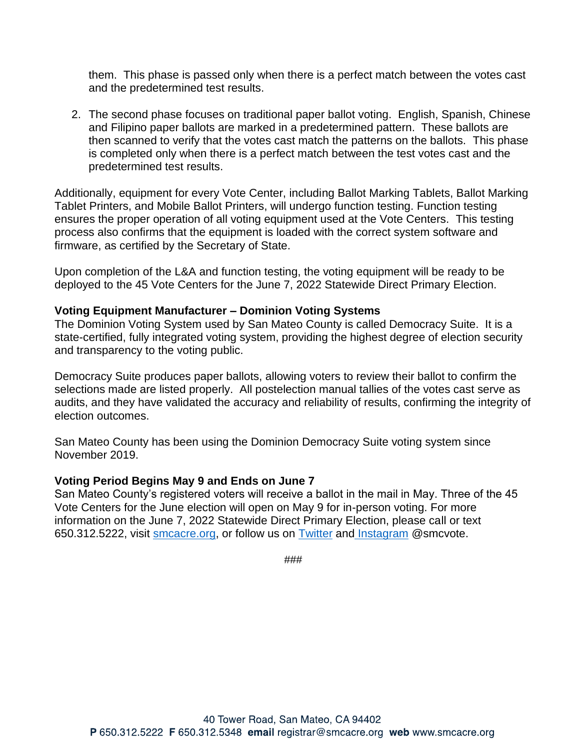them. This phase is passed only when there is a perfect match between the votes cast and the predetermined test results.

2. The second phase focuses on traditional paper ballot voting. English, Spanish, Chinese and Filipino paper ballots are marked in a predetermined pattern. These ballots are then scanned to verify that the votes cast match the patterns on the ballots. This phase is completed only when there is a perfect match between the test votes cast and the predetermined test results.

Additionally, equipment for every Vote Center, including Ballot Marking Tablets, Ballot Marking Tablet Printers, and Mobile Ballot Printers, will undergo function testing. Function testing ensures the proper operation of all voting equipment used at the Vote Centers. This testing process also confirms that the equipment is loaded with the correct system software and firmware, as certified by the Secretary of State.

Upon completion of the L&A and function testing, the voting equipment will be ready to be deployed to the 45 Vote Centers for the June 7, 2022 Statewide Direct Primary Election.

**Voting Equipment Manufacturer – Dominion Voting Systems**
The Dominion Voting System used by San Mateo County is called Democracy Suite. It is a state-certified, fully integrated voting system, providing the highest degree of election security and transparency to the voting public.

Democracy Suite produces paper ballots, allowing voters to review their ballot to confirm the selections made are listed properly. All postelection manual tallies of the votes cast serve as audits, and they have validated the accuracy and reliability of results, confirming the integrity of election outcomes.

San Mateo County has been using the Dominion Democracy Suite voting system since November 2019.

**Voting Period Begins May 9 and Ends on June 7**
San Mateo County's registered voters will receive a ballot in the mail in May. Three of the 45 Vote Centers for the June election will open on May 9 for in-person voting. For more information on the June 7, 2022 Statewide Direct Primary Election, please call or text 650.312.5222, visit smcacre.org, or follow us on Twitter and Instagram @smcvote.

###

40 Tower Road, San Mateo, CA 94402
**P** 650.312.5222 **F** 650.312.5348 **email** registrar@smcacre.org **web** www.smcacre.org